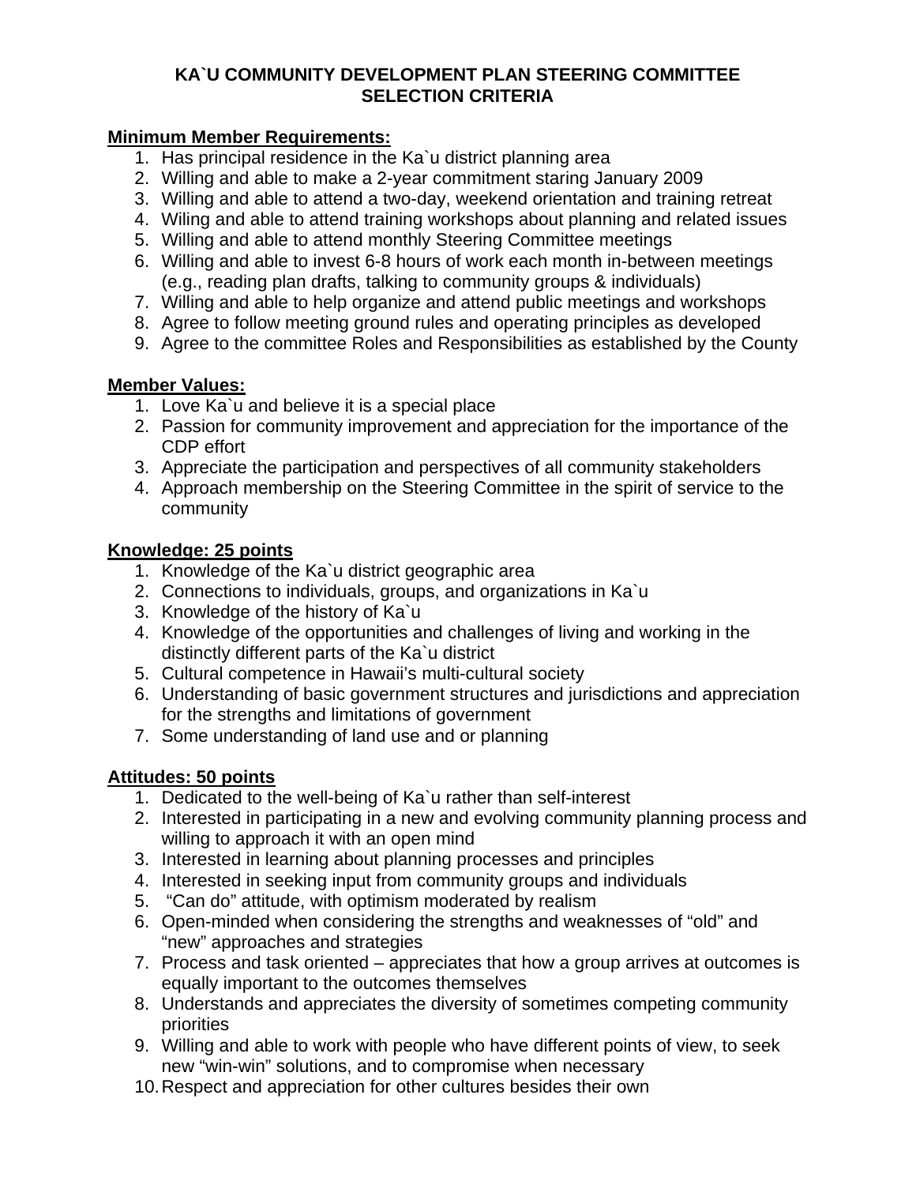# KA`U COMMUNITY DEVELOPMENT PLAN STEERING COMMITTEE SELECTION CRITERIA

**Minimum Member Requirements:**

1. Has principal residence in the Ka`u district planning area
2. Willing and able to make a 2-year commitment staring January 2009
3. Willing and able to attend a two-day, weekend orientation and training retreat
4. Wiling and able to attend training workshops about planning and related issues
5. Willing and able to attend monthly Steering Committee meetings
6. Willing and able to invest 6-8 hours of work each month in-between meetings (e.g., reading plan drafts, talking to community groups & individuals)
7. Willing and able to help organize and attend public meetings and workshops
8. Agree to follow meeting ground rules and operating principles as developed
9. Agree to the committee Roles and Responsibilities as established by the County

**Member Values:**

1. Love Ka`u and believe it is a special place
2. Passion for community improvement and appreciation for the importance of the CDP effort
3. Appreciate the participation and perspectives of all community stakeholders
4. Approach membership on the Steering Committee in the spirit of service to the community

**Knowledge: 25 points**

1. Knowledge of the Ka`u district geographic area
2. Connections to individuals, groups, and organizations in Ka`u
3. Knowledge of the history of Ka`u
4. Knowledge of the opportunities and challenges of living and working in the distinctly different parts of the Ka`u district
5. Cultural competence in Hawaii's multi-cultural society
6. Understanding of basic government structures and jurisdictions and appreciation for the strengths and limitations of government
7. Some understanding of land use and or planning

**Attitudes: 50 points**

1. Dedicated to the well-being of Ka`u rather than self-interest
2. Interested in participating in a new and evolving community planning process and willing to approach it with an open mind
3. Interested in learning about planning processes and principles
4. Interested in seeking input from community groups and individuals
5. "Can do" attitude, with optimism moderated by realism
6. Open-minded when considering the strengths and weaknesses of "old" and "new" approaches and strategies
7. Process and task oriented – appreciates that how a group arrives at outcomes is equally important to the outcomes themselves
8. Understands and appreciates the diversity of sometimes competing community priorities
9. Willing and able to work with people who have different points of view, to seek new "win-win" solutions, and to compromise when necessary
10. Respect and appreciation for other cultures besides their own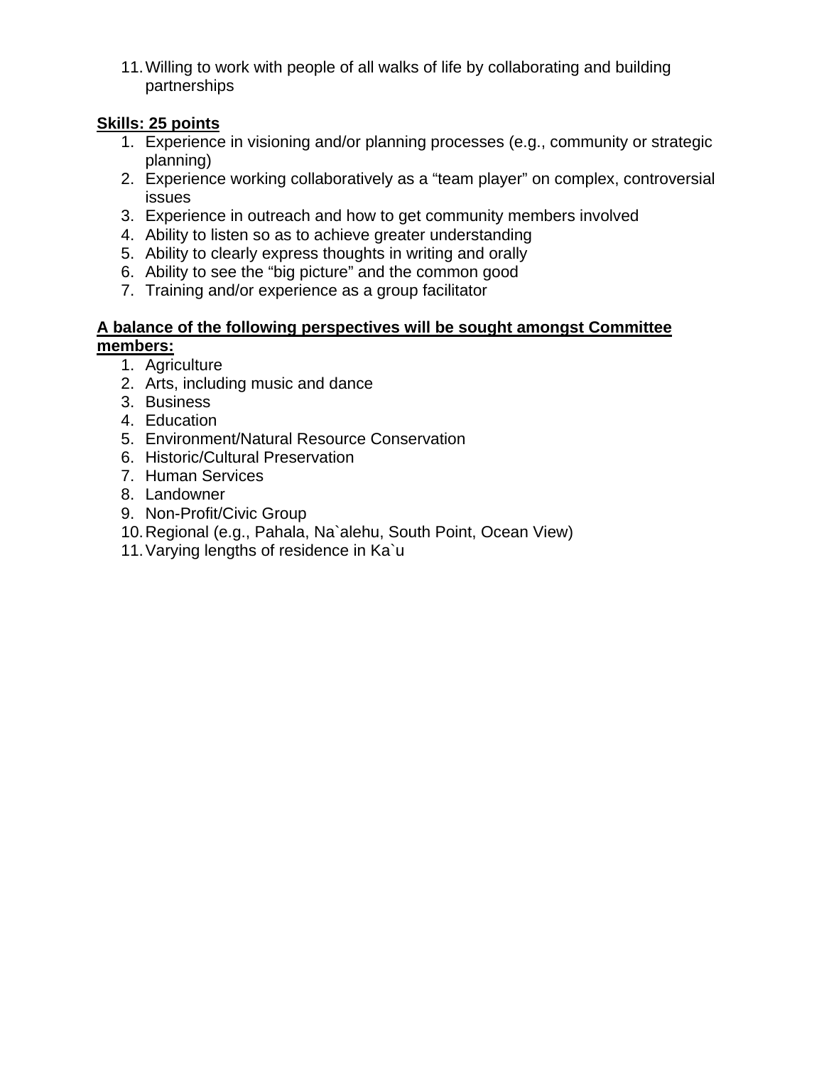11. Willing to work with people of all walks of life by collaborating and building partnerships

**Skills: 25 points**

1. Experience in visioning and/or planning processes (e.g., community or strategic planning)
2. Experience working collaboratively as a "team player" on complex, controversial issues
3. Experience in outreach and how to get community members involved
4. Ability to listen so as to achieve greater understanding
5. Ability to clearly express thoughts in writing and orally
6. Ability to see the "big picture" and the common good
7. Training and/or experience as a group facilitator

**A balance of the following perspectives will be sought amongst Committee members:**

1. Agriculture
2. Arts, including music and dance
3. Business
4. Education
5. Environment/Natural Resource Conservation
6. Historic/Cultural Preservation
7. Human Services
8. Landowner
9. Non-Profit/Civic Group
10. Regional (e.g., Pahala, Na`alehu, South Point, Ocean View)
11. Varying lengths of residence in Ka`u